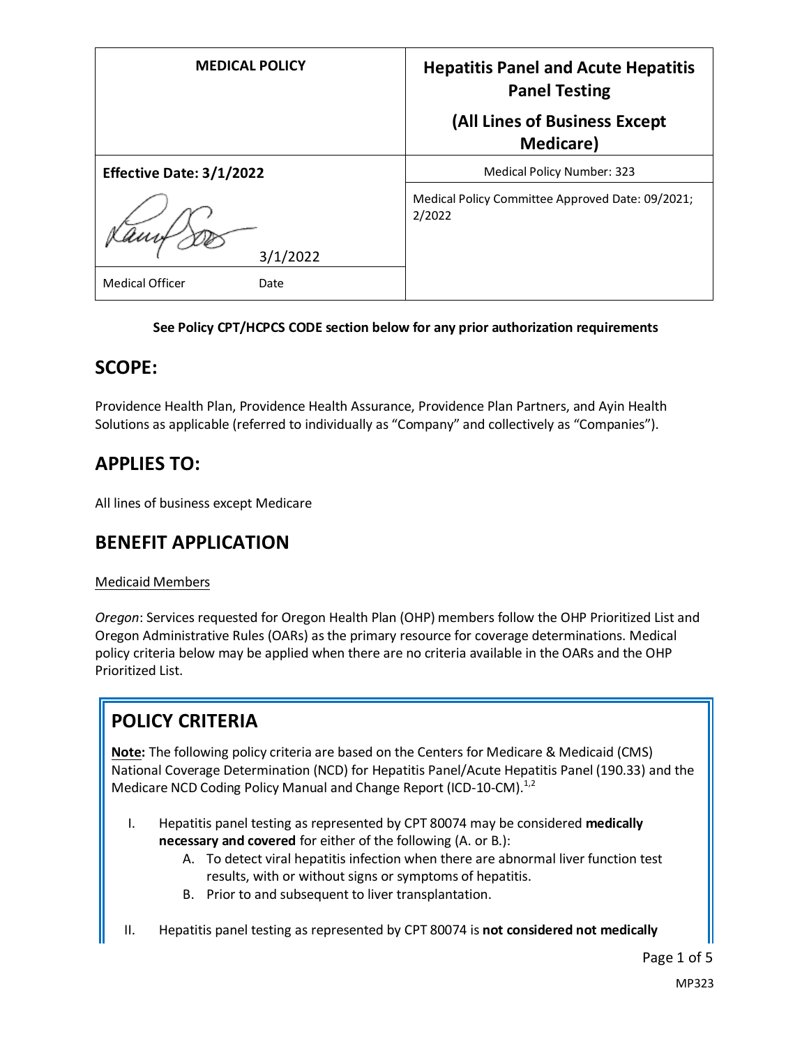| MEDICAL POLICY | Hepatitis Panel and Acute Hepatitis Panel Testing (All Lines of Business Except Medicare) |
| --- | --- |
| **Effective Date: 3/1/2022** | Medical Policy Number: 323 |
| 3/1/2022 | Medical Policy Committee Approved Date: 09/2021; 2/2022 |
| Medical Officer Date | |

**See Policy CPT/HCPCS CODE section below for any prior authorization requirements**

## SCOPE:

Providence Health Plan, Providence Health Assurance, Providence Plan Partners, and Ayin Health Solutions as applicable (referred to individually as "Company" and collectively as "Companies").

## APPLIES TO:

All lines of business except Medicare

## BENEFIT APPLICATION

Medicaid Members

*Oregon*: Services requested for Oregon Health Plan (OHP) members follow the OHP Prioritized List and Oregon Administrative Rules (OARs) as the primary resource for coverage determinations. Medical policy criteria below may be applied when there are no criteria available in the OARs and the OHP Prioritized List.

## POLICY CRITERIA

**Note:** The following policy criteria are based on the Centers for Medicare & Medicaid (CMS) National Coverage Determination (NCD) for Hepatitis Panel/Acute Hepatitis Panel (190.33) and the Medicare NCD Coding Policy Manual and Change Report (ICD-10-CM).[1,2]

I. Hepatitis panel testing as represented by CPT 80074 may be considered **medically necessary and covered** for either of the following (A. or B.):
   A. To detect viral hepatitis infection when there are abnormal liver function test results, with or without signs or symptoms of hepatitis.
   B. Prior to and subsequent to liver transplantation.

II. Hepatitis panel testing as represented by CPT 80074 is **not considered not medically**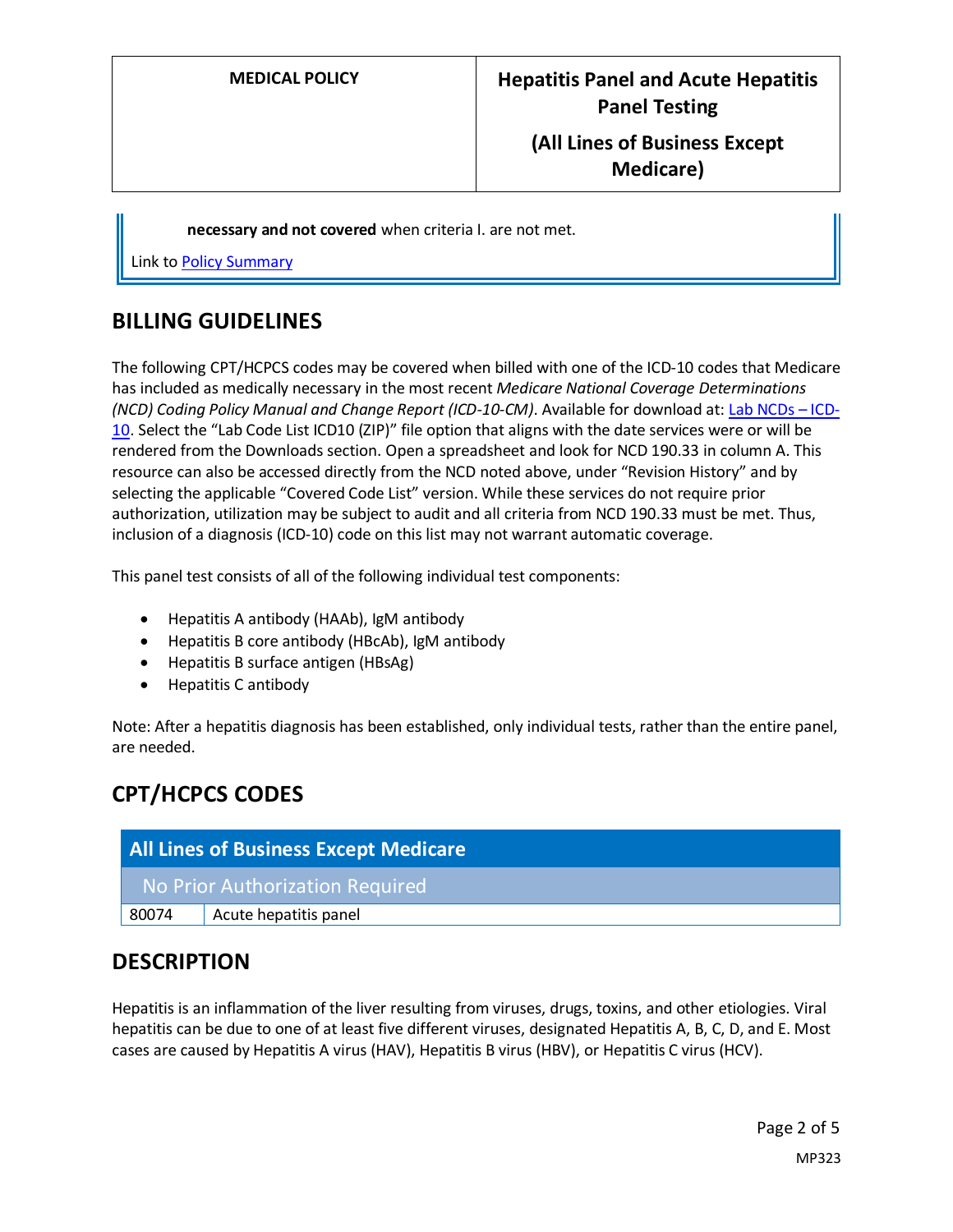**necessary and not covered** when criteria I. are not met.

Link to [Policy Summary]

## BILLING GUIDELINES

The following CPT/HCPCS codes may be covered when billed with one of the ICD-10 codes that Medicare has included as medically necessary in the most recent *Medicare National Coverage Determinations (NCD) Coding Policy Manual and Change Report (ICD-10-CM)*. Available for download at: [Lab NCDs – ICD-10]. Select the "Lab Code List ICD10 (ZIP)" file option that aligns with the date services were or will be rendered from the Downloads section. Open a spreadsheet and look for NCD 190.33 in column A. This resource can also be accessed directly from the NCD noted above, under "Revision History" and by selecting the applicable "Covered Code List" version. While these services do not require prior authorization, utilization may be subject to audit and all criteria from NCD 190.33 must be met. Thus, inclusion of a diagnosis (ICD-10) code on this list may not warrant automatic coverage.

This panel test consists of all of the following individual test components:

- Hepatitis A antibody (HAAb), IgM antibody
- Hepatitis B core antibody (HBcAb), IgM antibody
- Hepatitis B surface antigen (HBsAg)
- Hepatitis C antibody

Note: After a hepatitis diagnosis has been established, only individual tests, rather than the entire panel, are needed.

## CPT/HCPCS CODES

| All Lines of Business Except Medicare | |
|---|---|
| No Prior Authorization Required | |
| 80074 | Acute hepatitis panel |

## DESCRIPTION

Hepatitis is an inflammation of the liver resulting from viruses, drugs, toxins, and other etiologies. Viral hepatitis can be due to one of at least five different viruses, designated Hepatitis A, B, C, D, and E. Most cases are caused by Hepatitis A virus (HAV), Hepatitis B virus (HBV), or Hepatitis C virus (HCV).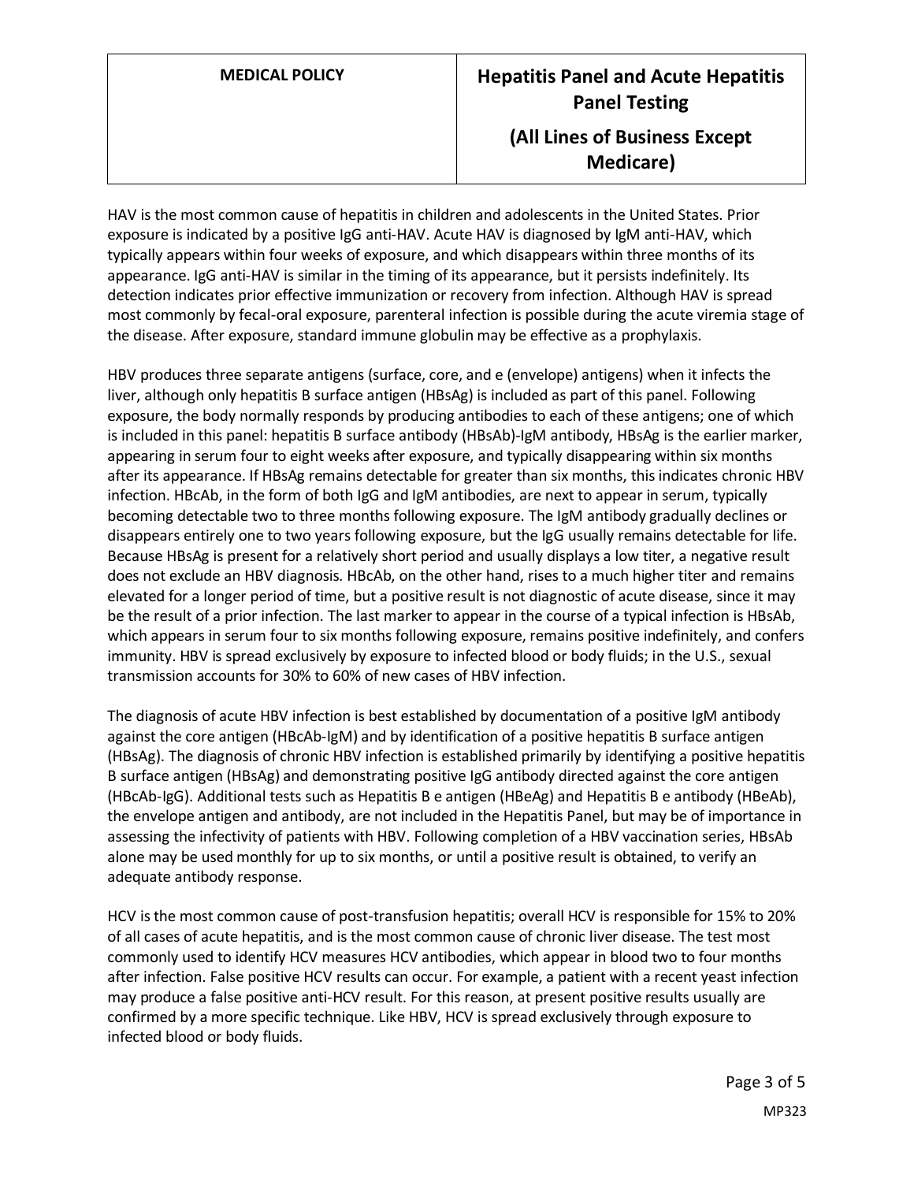HAV is the most common cause of hepatitis in children and adolescents in the United States. Prior exposure is indicated by a positive IgG anti-HAV. Acute HAV is diagnosed by IgM anti-HAV, which typically appears within four weeks of exposure, and which disappears within three months of its appearance. IgG anti-HAV is similar in the timing of its appearance, but it persists indefinitely. Its detection indicates prior effective immunization or recovery from infection. Although HAV is spread most commonly by fecal-oral exposure, parenteral infection is possible during the acute viremia stage of the disease. After exposure, standard immune globulin may be effective as a prophylaxis.

HBV produces three separate antigens (surface, core, and e (envelope) antigens) when it infects the liver, although only hepatitis B surface antigen (HBsAg) is included as part of this panel. Following exposure, the body normally responds by producing antibodies to each of these antigens; one of which is included in this panel: hepatitis B surface antibody (HBsAb)-IgM antibody, HBsAg is the earlier marker, appearing in serum four to eight weeks after exposure, and typically disappearing within six months after its appearance. If HBsAg remains detectable for greater than six months, this indicates chronic HBV infection. HBcAb, in the form of both IgG and IgM antibodies, are next to appear in serum, typically becoming detectable two to three months following exposure. The IgM antibody gradually declines or disappears entirely one to two years following exposure, but the IgG usually remains detectable for life. Because HBsAg is present for a relatively short period and usually displays a low titer, a negative result does not exclude an HBV diagnosis. HBcAb, on the other hand, rises to a much higher titer and remains elevated for a longer period of time, but a positive result is not diagnostic of acute disease, since it may be the result of a prior infection. The last marker to appear in the course of a typical infection is HBsAb, which appears in serum four to six months following exposure, remains positive indefinitely, and confers immunity. HBV is spread exclusively by exposure to infected blood or body fluids; in the U.S., sexual transmission accounts for 30% to 60% of new cases of HBV infection.

The diagnosis of acute HBV infection is best established by documentation of a positive IgM antibody against the core antigen (HBcAb-IgM) and by identification of a positive hepatitis B surface antigen (HBsAg). The diagnosis of chronic HBV infection is established primarily by identifying a positive hepatitis B surface antigen (HBsAg) and demonstrating positive IgG antibody directed against the core antigen (HBcAb-IgG). Additional tests such as Hepatitis B e antigen (HBeAg) and Hepatitis B e antibody (HBeAb), the envelope antigen and antibody, are not included in the Hepatitis Panel, but may be of importance in assessing the infectivity of patients with HBV. Following completion of a HBV vaccination series, HBsAb alone may be used monthly for up to six months, or until a positive result is obtained, to verify an adequate antibody response.

HCV is the most common cause of post-transfusion hepatitis; overall HCV is responsible for 15% to 20% of all cases of acute hepatitis, and is the most common cause of chronic liver disease. The test most commonly used to identify HCV measures HCV antibodies, which appear in blood two to four months after infection. False positive HCV results can occur. For example, a patient with a recent yeast infection may produce a false positive anti-HCV result. For this reason, at present positive results usually are confirmed by a more specific technique. Like HBV, HCV is spread exclusively through exposure to infected blood or body fluids.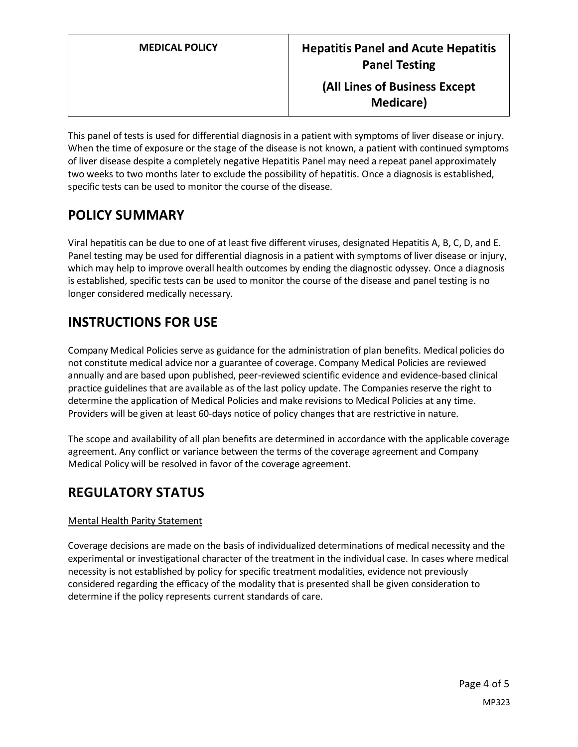This panel of tests is used for differential diagnosis in a patient with symptoms of liver disease or injury. When the time of exposure or the stage of the disease is not known, a patient with continued symptoms of liver disease despite a completely negative Hepatitis Panel may need a repeat panel approximately two weeks to two months later to exclude the possibility of hepatitis. Once a diagnosis is established, specific tests can be used to monitor the course of the disease.

## POLICY SUMMARY

Viral hepatitis can be due to one of at least five different viruses, designated Hepatitis A, B, C, D, and E. Panel testing may be used for differential diagnosis in a patient with symptoms of liver disease or injury, which may help to improve overall health outcomes by ending the diagnostic odyssey. Once a diagnosis is established, specific tests can be used to monitor the course of the disease and panel testing is no longer considered medically necessary.

## INSTRUCTIONS FOR USE

Company Medical Policies serve as guidance for the administration of plan benefits. Medical policies do not constitute medical advice nor a guarantee of coverage. Company Medical Policies are reviewed annually and are based upon published, peer-reviewed scientific evidence and evidence-based clinical practice guidelines that are available as of the last policy update. The Companies reserve the right to determine the application of Medical Policies and make revisions to Medical Policies at any time. Providers will be given at least 60-days notice of policy changes that are restrictive in nature.

The scope and availability of all plan benefits are determined in accordance with the applicable coverage agreement. Any conflict or variance between the terms of the coverage agreement and Company Medical Policy will be resolved in favor of the coverage agreement.

## REGULATORY STATUS

Mental Health Parity Statement

Coverage decisions are made on the basis of individualized determinations of medical necessity and the experimental or investigational character of the treatment in the individual case. In cases where medical necessity is not established by policy for specific treatment modalities, evidence not previously considered regarding the efficacy of the modality that is presented shall be given consideration to determine if the policy represents current standards of care.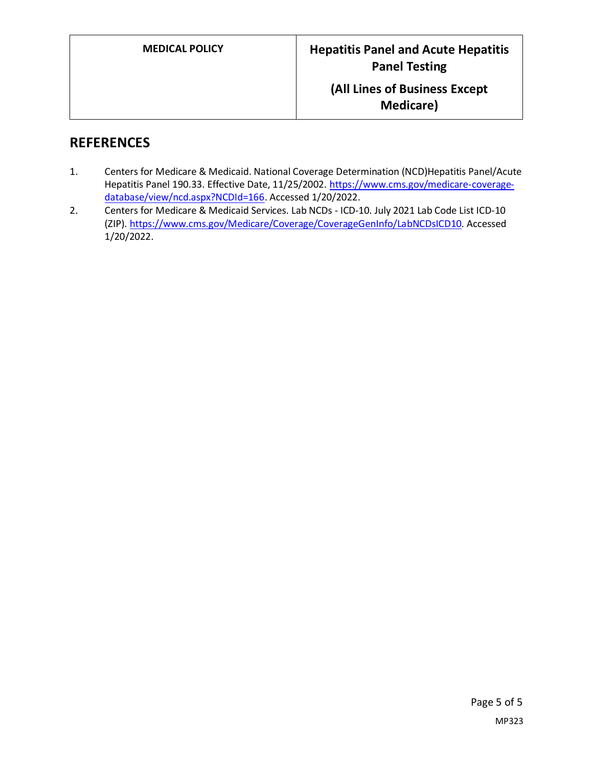## REFERENCES

1. Centers for Medicare & Medicaid. National Coverage Determination (NCD)Hepatitis Panel/Acute Hepatitis Panel 190.33. Effective Date, 11/25/2002. https://www.cms.gov/medicare-coverage-database/view/ncd.aspx?NCDId=166. Accessed 1/20/2022.
2. Centers for Medicare & Medicaid Services. Lab NCDs - ICD-10. July 2021 Lab Code List ICD-10 (ZIP). https://www.cms.gov/Medicare/Coverage/CoverageGenInfo/LabNCDsICD10. Accessed 1/20/2022.